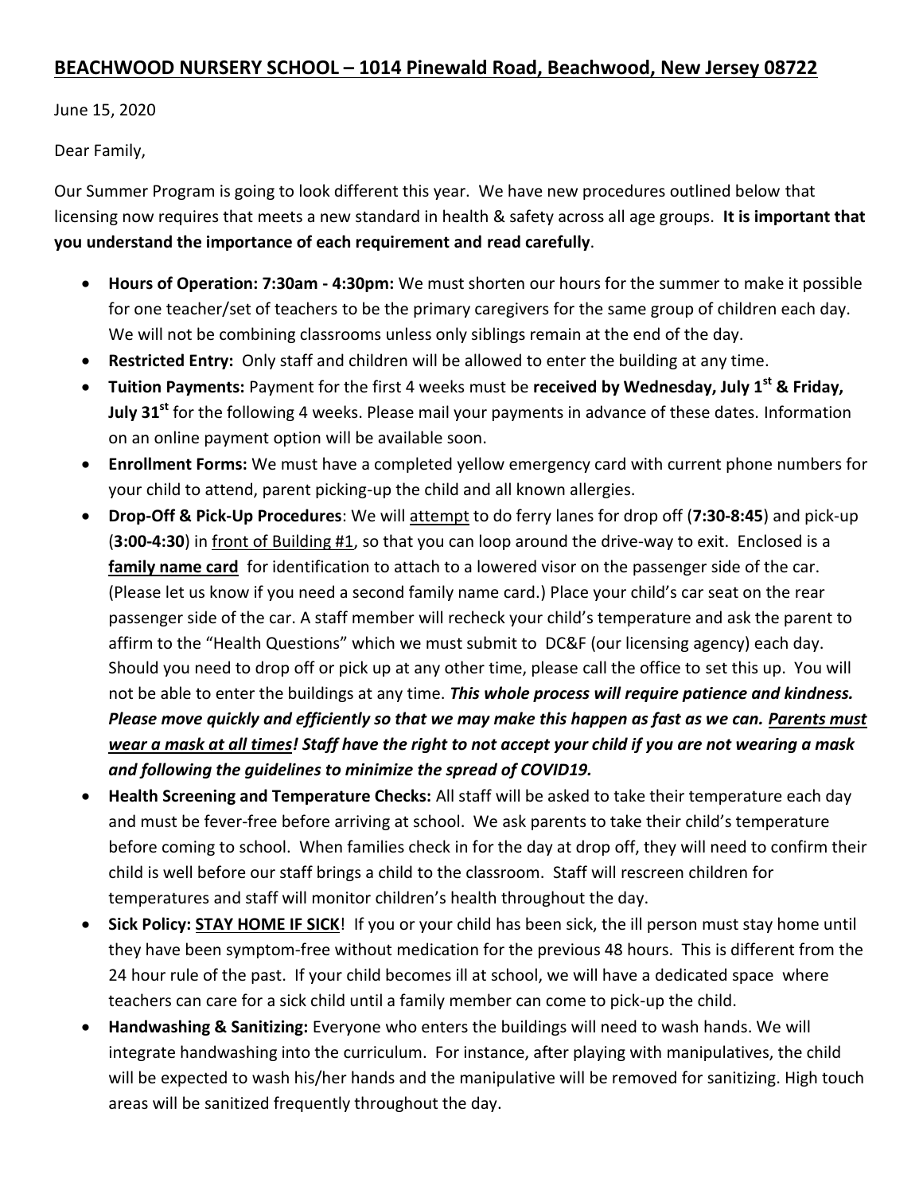# BEACHWOOD NURSERY SCHOOL – 1014 Pinewald Road, Beachwood, New Jersey 08722

June 15, 2020

Dear Family,

Our Summer Program is going to look different this year. We have new procedures outlined below that licensing now requires that meets a new standard in health & safety across all age groups. **It is important that you understand the importance of each requirement and read carefully**.

- **Hours of Operation: 7:30am - 4:30pm:** We must shorten our hours for the summer to make it possible for one teacher/set of teachers to be the primary caregivers for the same group of children each day. We will not be combining classrooms unless only siblings remain at the end of the day.
- **Restricted Entry:** Only staff and children will be allowed to enter the building at any time.
- **Tuition Payments:** Payment for the first 4 weeks must be **received by Wednesday, July 1st & Friday, July 31st** for the following 4 weeks. Please mail your payments in advance of these dates. Information on an online payment option will be available soon.
- **Enrollment Forms:** We must have a completed yellow emergency card with current phone numbers for your child to attend, parent picking-up the child and all known allergies.
- **Drop-Off & Pick-Up Procedures**: We will attempt to do ferry lanes for drop off (**7:30-8:45**) and pick-up (**3:00-4:30**) in front of Building #1, so that you can loop around the drive-way to exit. Enclosed is a **family name card** for identification to attach to a lowered visor on the passenger side of the car. (Please let us know if you need a second family name card.) Place your child's car seat on the rear passenger side of the car. A staff member will recheck your child's temperature and ask the parent to affirm to the "Health Questions" which we must submit to DC&F (our licensing agency) each day. Should you need to drop off or pick up at any other time, please call the office to set this up. You will not be able to enter the buildings at any time. ***This whole process will require patience and kindness. Please move quickly and efficiently so that we may make this happen as fast as we can. Parents must wear a mask at all times! Staff have the right to not accept your child if you are not wearing a mask and following the guidelines to minimize the spread of COVID19.***
- **Health Screening and Temperature Checks:** All staff will be asked to take their temperature each day and must be fever-free before arriving at school. We ask parents to take their child's temperature before coming to school. When families check in for the day at drop off, they will need to confirm their child is well before our staff brings a child to the classroom. Staff will rescreen children for temperatures and staff will monitor children's health throughout the day.
- **Sick Policy: STAY HOME IF SICK**! If you or your child has been sick, the ill person must stay home until they have been symptom-free without medication for the previous 48 hours. This is different from the 24 hour rule of the past. If your child becomes ill at school, we will have a dedicated space where teachers can care for a sick child until a family member can come to pick-up the child.
- **Handwashing & Sanitizing:** Everyone who enters the buildings will need to wash hands. We will integrate handwashing into the curriculum. For instance, after playing with manipulatives, the child will be expected to wash his/her hands and the manipulative will be removed for sanitizing. High touch areas will be sanitized frequently throughout the day.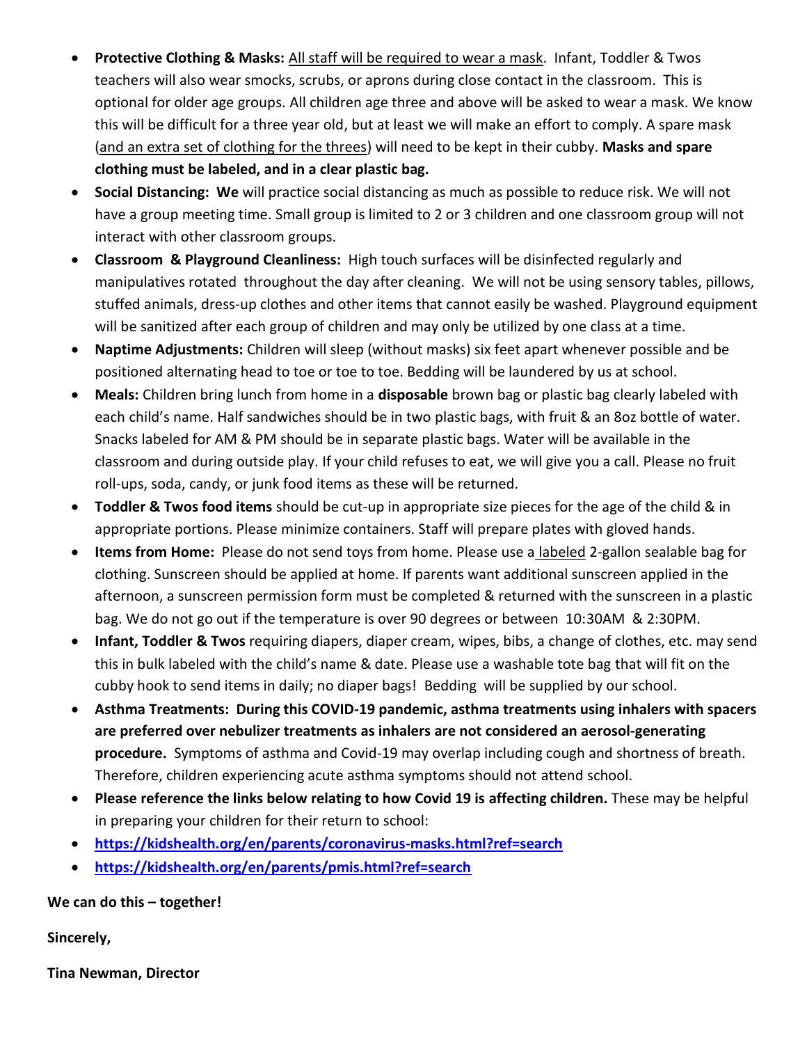- **Protective Clothing & Masks:** All staff will be required to wear a mask. Infant, Toddler & Twos teachers will also wear smocks, scrubs, or aprons during close contact in the classroom. This is optional for older age groups. All children age three and above will be asked to wear a mask. We know this will be difficult for a three year old, but at least we will make an effort to comply. A spare mask (and an extra set of clothing for the threes) will need to be kept in their cubby. **Masks and spare clothing must be labeled, and in a clear plastic bag.**
- **Social Distancing: We** will practice social distancing as much as possible to reduce risk. We will not have a group meeting time. Small group is limited to 2 or 3 children and one classroom group will not interact with other classroom groups.
- **Classroom & Playground Cleanliness:** High touch surfaces will be disinfected regularly and manipulatives rotated throughout the day after cleaning. We will not be using sensory tables, pillows, stuffed animals, dress-up clothes and other items that cannot easily be washed. Playground equipment will be sanitized after each group of children and may only be utilized by one class at a time.
- **Naptime Adjustments:** Children will sleep (without masks) six feet apart whenever possible and be positioned alternating head to toe or toe to toe. Bedding will be laundered by us at school.
- **Meals:** Children bring lunch from home in a **disposable** brown bag or plastic bag clearly labeled with each child's name. Half sandwiches should be in two plastic bags, with fruit & an 8oz bottle of water. Snacks labeled for AM & PM should be in separate plastic bags. Water will be available in the classroom and during outside play. If your child refuses to eat, we will give you a call. Please no fruit roll-ups, soda, candy, or junk food items as these will be returned.
- **Toddler & Twos food items** should be cut-up in appropriate size pieces for the age of the child & in appropriate portions. Please minimize containers. Staff will prepare plates with gloved hands.
- **Items from Home:** Please do not send toys from home. Please use a labeled 2-gallon sealable bag for clothing. Sunscreen should be applied at home. If parents want additional sunscreen applied in the afternoon, a sunscreen permission form must be completed & returned with the sunscreen in a plastic bag. We do not go out if the temperature is over 90 degrees or between 10:30AM & 2:30PM.
- **Infant, Toddler & Twos** requiring diapers, diaper cream, wipes, bibs, a change of clothes, etc. may send this in bulk labeled with the child's name & date. Please use a washable tote bag that will fit on the cubby hook to send items in daily; no diaper bags! Bedding will be supplied by our school.
- **Asthma Treatments: During this COVID-19 pandemic, asthma treatments using inhalers with spacers are preferred over nebulizer treatments as inhalers are not considered an aerosol-generating procedure.** Symptoms of asthma and Covid-19 may overlap including cough and shortness of breath. Therefore, children experiencing acute asthma symptoms should not attend school.
- **Please reference the links below relating to how Covid 19 is affecting children.** These may be helpful in preparing your children for their return to school:
- **https://kidshealth.org/en/parents/coronavirus-masks.html?ref=search**
- **https://kidshealth.org/en/parents/pmis.html?ref=search**

**We can do this – together!**

**Sincerely,**

**Tina Newman, Director**